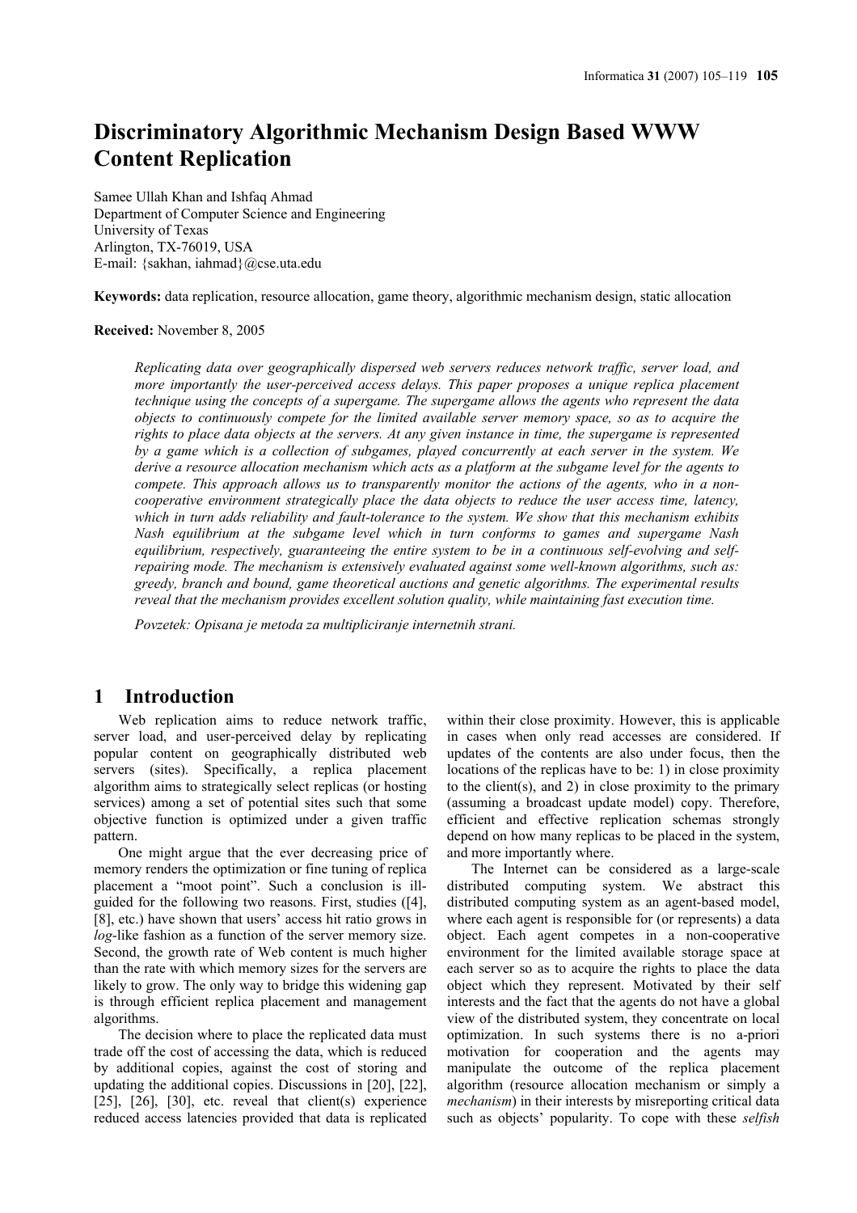# Discriminatory Algorithmic Mechanism Design Based WWW Content Replication

Samee Ullah Khan and Ishfaq Ahmad
Department of Computer Science and Engineering
University of Texas
Arlington, TX-76019, USA
E-mail: {sakhan, iahmad}@cse.uta.edu

**Keywords:** data replication, resource allocation, game theory, algorithmic mechanism design, static allocation

**Received:** November 8, 2005

*Replicating data over geographically dispersed web servers reduces network traffic, server load, and more importantly the user-perceived access delays. This paper proposes a unique replica placement technique using the concepts of a supergame. The supergame allows the agents who represent the data objects to continuously compete for the limited available server memory space, so as to acquire the rights to place data objects at the servers. At any given instance in time, the supergame is represented by a game which is a collection of subgames, played concurrently at each server in the system. We derive a resource allocation mechanism which acts as a platform at the subgame level for the agents to compete. This approach allows us to transparently monitor the actions of the agents, who in a non-cooperative environment strategically place the data objects to reduce the user access time, latency, which in turn adds reliability and fault-tolerance to the system. We show that this mechanism exhibits Nash equilibrium at the subgame level which in turn conforms to games and supergame Nash equilibrium, respectively, guaranteeing the entire system to be in a continuous self-evolving and self-repairing mode. The mechanism is extensively evaluated against some well-known algorithms, such as: greedy, branch and bound, game theoretical auctions and genetic algorithms. The experimental results reveal that the mechanism provides excellent solution quality, while maintaining fast execution time.*

*Povzetek: Opisana je metoda za multipliciranje internetnih strani.*

## 1 Introduction

Web replication aims to reduce network traffic, server load, and user-perceived delay by replicating popular content on geographically distributed web servers (sites). Specifically, a replica placement algorithm aims to strategically select replicas (or hosting services) among a set of potential sites such that some objective function is optimized under a given traffic pattern.

One might argue that the ever decreasing price of memory renders the optimization or fine tuning of replica placement a "moot point". Such a conclusion is ill-guided for the following two reasons. First, studies ([4], [8], etc.) have shown that users' access hit ratio grows in *log*-like fashion as a function of the server memory size. Second, the growth rate of Web content is much higher than the rate with which memory sizes for the servers are likely to grow. The only way to bridge this widening gap is through efficient replica placement and management algorithms.

The decision where to place the replicated data must trade off the cost of accessing the data, which is reduced by additional copies, against the cost of storing and updating the additional copies. Discussions in [20], [22], [25], [26], [30], etc. reveal that client(s) experience reduced access latencies provided that data is replicated within their close proximity. However, this is applicable in cases when only read accesses are considered. If updates of the contents are also under focus, then the locations of the replicas have to be: 1) in close proximity to the client(s), and 2) in close proximity to the primary (assuming a broadcast update model) copy. Therefore, efficient and effective replication schemas strongly depend on how many replicas to be placed in the system, and more importantly where.

The Internet can be considered as a large-scale distributed computing system. We abstract this distributed computing system as an agent-based model, where each agent is responsible for (or represents) a data object. Each agent competes in a non-cooperative environment for the limited available storage space at each server so as to acquire the rights to place the data object which they represent. Motivated by their self interests and the fact that the agents do not have a global view of the distributed system, they concentrate on local optimization. In such systems there is no a-priori motivation for cooperation and the agents may manipulate the outcome of the replica placement algorithm (resource allocation mechanism or simply a *mechanism*) in their interests by misreporting critical data such as objects' popularity. To cope with these *selfish*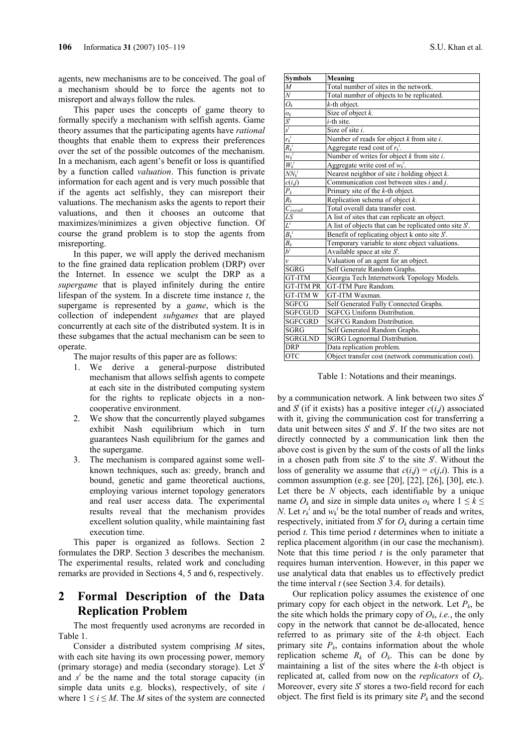agents, new mechanisms are to be conceived. The goal of a mechanism should be to force the agents not to misreport and always follow the rules.

This paper uses the concepts of game theory to formally specify a mechanism with selfish agents. Game theory assumes that the participating agents have *rational* thoughts that enable them to express their preferences over the set of the possible outcomes of the mechanism. In a mechanism, each agent's benefit or loss is quantified by a function called *valuation*. This function is private information for each agent and is very much possible that if the agents act selfishly, they can misreport their valuations. The mechanism asks the agents to report their valuations, and then it chooses an outcome that maximizes/minimizes a given objective function. Of course the grand problem is to stop the agents from misreporting.

In this paper, we will apply the derived mechanism to the fine grained data replication problem (DRP) over the Internet. In essence we sculpt the DRP as a *supergame* that is played infinitely during the entire lifespan of the system. In a discrete time instance *t*, the supergame is represented by a *game*, which is the collection of independent *subgames* that are played concurrently at each site of the distributed system. It is in these subgames that the actual mechanism can be seen to operate.

The major results of this paper are as follows:

1. We derive a general-purpose distributed mechanism that allows selfish agents to compete at each site in the distributed computing system for the rights to replicate objects in a non-cooperative environment.
2. We show that the concurrently played subgames exhibit Nash equilibrium which in turn guarantees Nash equilibrium for the games and the supergame.
3. The mechanism is compared against some well-known techniques, such as: greedy, branch and bound, genetic and game theoretical auctions, employing various internet topology generators and real user access data. The experimental results reveal that the mechanism provides excellent solution quality, while maintaining fast execution time.

This paper is organized as follows. Section 2 formulates the DRP. Section 3 describes the mechanism. The experimental results, related work and concluding remarks are provided in Sections 4, 5 and 6, respectively.

## 2 Formal Description of the Data Replication Problem

The most frequently used acronyms are recorded in Table 1.

| Symbols | Meaning |
|---|---|
| $M$ | Total number of sites in the network. |
| $N$ | Total number of objects to be replicated. |
| $O_k$ | $k$-th object. |
| $o_k$ | Size of object $k$. |
| $S^i$ | $i$-th site. |
| $s^i$ | Size of site $i$. |
| $r_k^i$ | Number of reads for object $k$ from site $i$. |
| $R_k^i$ | Aggregate read cost of $r_k^i$. |
| $w_k^i$ | Number of writes for object $k$ from site $i$. |
| $W_k^i$ | Aggregate write cost of $w_k^i$. |
| $NN_k^i$ | Nearest neighbor of site $i$ holding object $k$. |
| $c(i,j)$ | Communication cost between sites $i$ and $j$. |
| $P_k$ | Primary site of the $k$-th object. |
| $R_k$ | Replication schema of object $k$. |
| $C_{overall}$ | Total overall data transfer cost. |
| $LS$ | A list of sites that can replicate an object. |
| $L^i$ | A list of objects that can be replicated onto site $S^i$. |
| $B_k^i$ | Benefit of replicating object k onto site $S^i$. |
| $B_k$ | Temporary variable to store object valuations. |
| $b^i$ | Available space at site $S^i$. |
| $v$ | Valuation of an agent for an object. |
| SGRG | Self Generate Random Graphs. |
| GT-ITM | Georgia Tech Internetwork Topology Models. |
| GT-ITM PR | GT-ITM Pure Random. |
| GT-ITM W | GT-ITM Waxman. |
| SGFCG | Self Generated Fully Connected Graphs. |
| SGFCGUD | SGFCG Uniform Distribution. |
| SGFCGRD | SGFCG Random Distribution. |
| SGRG | Self Generated Random Graphs. |
| SGRGLND | SGRG Lognormal Distribution. |
| DRP | Data replication problem. |
| OTC | Object transfer cost (network communication cost). |

Table 1: Notations and their meanings.

Consider a distributed system comprising $M$ sites, with each site having its own processing power, memory (primary storage) and media (secondary storage). Let $S^i$ and $s^i$ be the name and the total storage capacity (in simple data units e.g. blocks), respectively, of site $i$ where $1 \le i \le M$. The $M$ sites of the system are connected by a communication network. A link between two sites $S^i$ and $S^j$ (if it exists) has a positive integer $c(i,j)$ associated with it, giving the communication cost for transferring a data unit between sites $S^i$ and $S^j$. If the two sites are not directly connected by a communication link then the above cost is given by the sum of the costs of all the links in a chosen path from site $S^i$ to the site $S^j$. Without the loss of generality we assume that $c(i,j) = c(j,i)$. This is a common assumption (e.g. see [20], [22], [26], [30], etc.). Let there be $N$ objects, each identifiable by a unique name $O_k$ and size in simple data unites $o_k$ where $1 \le k \le N$. Let $r_k^i$ and $w_k^i$ be the total number of reads and writes, respectively, initiated from $S^i$ for $O_k$ during a certain time period $t$. This time period $t$ determines when to initiate a replica placement algorithm (in our case the mechanism). Note that this time period $t$ is the only parameter that requires human intervention. However, in this paper we use analytical data that enables us to effectively predict the time interval $t$ (see Section 3.4. for details).

Our replication policy assumes the existence of one primary copy for each object in the network. Let $P_k$, be the site which holds the primary copy of $O_k$, *i.e.*, the only copy in the network that cannot be de-allocated, hence referred to as primary site of the $k$-th object. Each primary site $P_k$, contains information about the whole replication scheme $R_k$ of $O_k$. This can be done by maintaining a list of the sites where the $k$-th object is replicated at, called from now on the *replicators* of $O_k$. Moreover, every site $S^i$ stores a two-field record for each object. The first field is its primary site $P_k$ and the second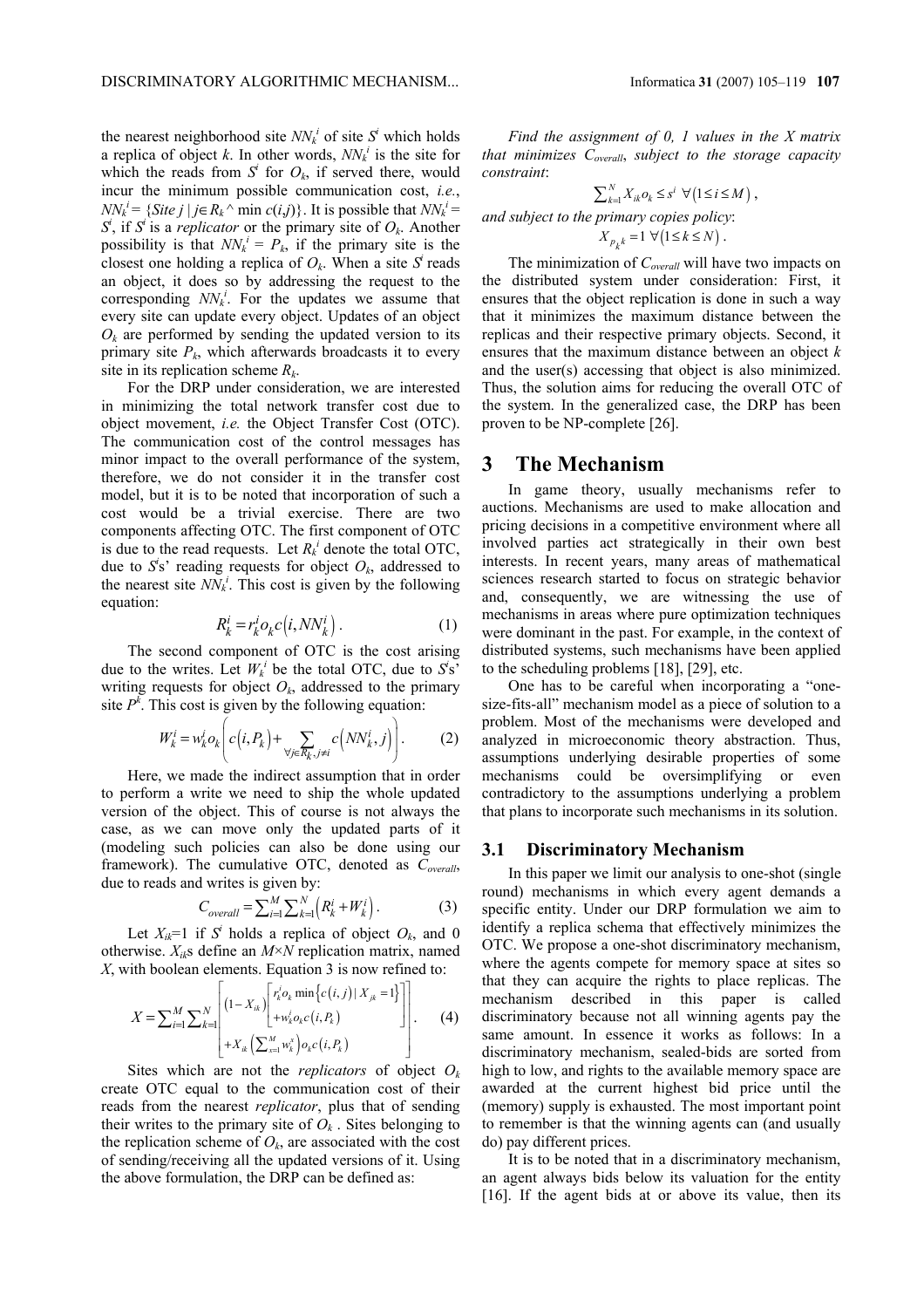the nearest neighborhood site $NN_k^i$ of site $S^i$ which holds a replica of object $k$. In other words, $NN_k^i$ is the site for which the reads from $S^i$ for $O_k$, if served there, would incur the minimum possible communication cost, *i.e.*, $NN_k^i = \{Site\ j \mid j \in R_k \wedge \min c(i,j)\}$. It is possible that $NN_k^i = S^i$, if $S^i$ is a *replicator* or the primary site of $O_k$. Another possibility is that $NN_k^i = P_k$, if the primary site is the closest one holding a replica of $O_k$. When a site $S^i$ reads an object, it does so by addressing the request to the corresponding $NN_k^i$. For the updates we assume that every site can update every object. Updates of an object $O_k$ are performed by sending the updated version to its primary site $P_k$, which afterwards broadcasts it to every site in its replication scheme $R_k$.

For the DRP under consideration, we are interested in minimizing the total network transfer cost due to object movement, *i.e.* the Object Transfer Cost (OTC). The communication cost of the control messages has minor impact to the overall performance of the system, therefore, we do not consider it in the transfer cost model, but it is to be noted that incorporation of such a cost would be a trivial exercise. There are two components affecting OTC. The first component of OTC is due to the read requests. Let $R_k^i$ denote the total OTC, due to $S^i$s' reading requests for object $O_k$, addressed to the nearest site $NN_k^i$. This cost is given by the following equation:

$$R_k^i = r_k^i o_k c\left(i, NN_k^i\right). \tag{1}$$

The second component of OTC is the cost arising due to the writes. Let $W_k^i$ be the total OTC, due to $S^i$s' writing requests for object $O_k$, addressed to the primary site $P^k$. This cost is given by the following equation:

$$W_k^i = w_k^i o_k \left( c\left(i, P_k\right) + \sum_{\forall j \in R_k, j \neq i} c\left(NN_k^i, j\right) \right). \tag{2}$$

Here, we made the indirect assumption that in order to perform a write we need to ship the whole updated version of the object. This of course is not always the case, as we can move only the updated parts of it (modeling such policies can also be done using our framework). The cumulative OTC, denoted as $C_{overall}$, due to reads and writes is given by:

$$C_{overall} = \sum_{i=1}^{M} \sum_{k=1}^{N} \left( R_k^i + W_k^i \right). \tag{3}$$

Let $X_{ik}$=1 if $S^i$ holds a replica of object $O_k$, and 0 otherwise. $X_{ik}$s define an $M \times N$ replication matrix, named $X$, with boolean elements. Equation 3 is now refined to:

$$X = \sum_{i=1}^{M} \sum_{k=1}^{N} \left[ \begin{array}{l} \left(1 - X_{ik}\right) \left[ \begin{array}{l} r_k^i o_k \min\left\{ c\left(i, j\right) \mid X_{jk} = 1 \right\} \\ + w_k^i o_k c\left(i, P_k\right) \end{array} \right] \\ + X_{ik} \left( \sum_{x=1}^{M} w_k^x \right) o_k c\left(i, P_k\right) \end{array} \right]. \tag{4}$$

Sites which are not the *replicators* of object $O_k$ create OTC equal to the communication cost of their reads from the nearest *replicator*, plus that of sending their writes to the primary site of $O_k$. Sites belonging to the replication scheme of $O_k$, are associated with the cost of sending/receiving all the updated versions of it. Using the above formulation, the DRP can be defined as:

*Find the assignment of 0, 1 values in the X matrix that minimizes $C_{overall}$, subject to the storage capacity constraint*:

$$\sum_{k=1}^{N} X_{ik} o_k \leq s^i \ \forall \left(1 \leq i \leq M\right),$$

*and subject to the primary copies policy*:

$$X_{P_k k} = 1 \ \forall \left(1 \leq k \leq N\right).$$

The minimization of $C_{overall}$ will have two impacts on the distributed system under consideration: First, it ensures that the object replication is done in such a way that it minimizes the maximum distance between the replicas and their respective primary objects. Second, it ensures that the maximum distance between an object $k$ and the user(s) accessing that object is also minimized. Thus, the solution aims for reducing the overall OTC of the system. In the generalized case, the DRP has been proven to be NP-complete [26].

# 3 The Mechanism

In game theory, usually mechanisms refer to auctions. Mechanisms are used to make allocation and pricing decisions in a competitive environment where all involved parties act strategically in their own best interests. In recent years, many areas of mathematical sciences research started to focus on strategic behavior and, consequently, we are witnessing the use of mechanisms in areas where pure optimization techniques were dominant in the past. For example, in the context of distributed systems, such mechanisms have been applied to the scheduling problems [18], [29], etc.

One has to be careful when incorporating a "one-size-fits-all" mechanism model as a piece of solution to a problem. Most of the mechanisms were developed and analyzed in microeconomic theory abstraction. Thus, assumptions underlying desirable properties of some mechanisms could be oversimplifying or even contradictory to the assumptions underlying a problem that plans to incorporate such mechanisms in its solution.

## 3.1 Discriminatory Mechanism

In this paper we limit our analysis to one-shot (single round) mechanisms in which every agent demands a specific entity. Under our DRP formulation we aim to identify a replica schema that effectively minimizes the OTC. We propose a one-shot discriminatory mechanism, where the agents compete for memory space at sites so that they can acquire the rights to place replicas. The mechanism described in this paper is called discriminatory because not all winning agents pay the same amount. In essence it works as follows: In a discriminatory mechanism, sealed-bids are sorted from high to low, and rights to the available memory space are awarded at the current highest bid price until the (memory) supply is exhausted. The most important point to remember is that the winning agents can (and usually do) pay different prices.

It is to be noted that in a discriminatory mechanism, an agent always bids below its valuation for the entity [16]. If the agent bids at or above its value, then its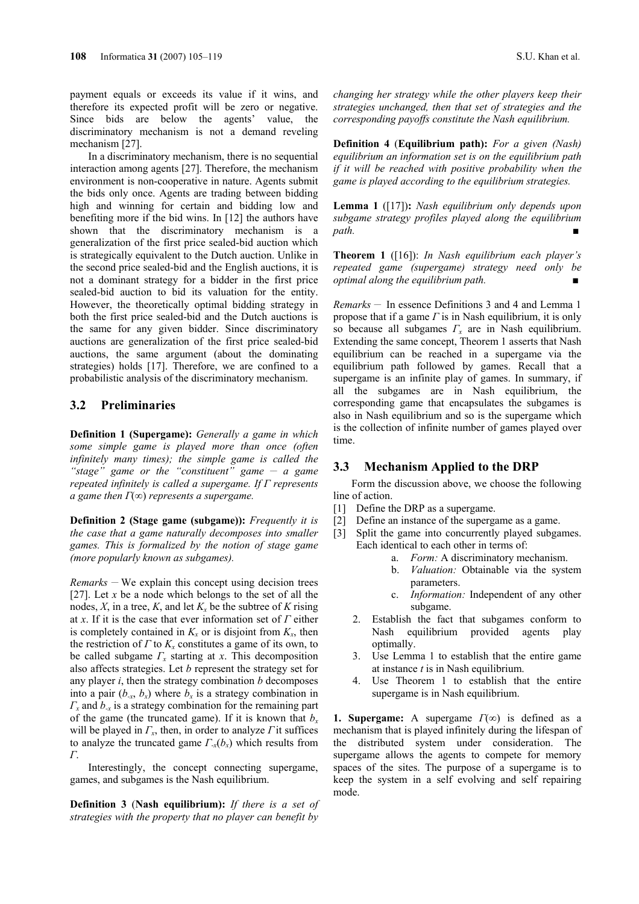payment equals or exceeds its value if it wins, and therefore its expected profit will be zero or negative. Since bids are below the agents' value, the discriminatory mechanism is not a demand reveling mechanism [27].

In a discriminatory mechanism, there is no sequential interaction among agents [27]. Therefore, the mechanism environment is non-cooperative in nature. Agents submit the bids only once. Agents are trading between bidding high and winning for certain and bidding low and benefiting more if the bid wins. In [12] the authors have shown that the discriminatory mechanism is a generalization of the first price sealed-bid auction which is strategically equivalent to the Dutch auction. Unlike in the second price sealed-bid and the English auctions, it is not a dominant strategy for a bidder in the first price sealed-bid auction to bid its valuation for the entity. However, the theoretically optimal bidding strategy in both the first price sealed-bid and the Dutch auctions is the same for any given bidder. Since discriminatory auctions are generalization of the first price sealed-bid auctions, the same argument (about the dominating strategies) holds [17]. Therefore, we are confined to a probabilistic analysis of the discriminatory mechanism.

## 3.2 Preliminaries

**Definition 1 (Supergame):** *Generally a game in which some simple game is played more than once (often infinitely many times); the simple game is called the "stage" game or the "constituent" game — a game repeated infinitely is called a supergame. If $\Gamma$ represents a game then $\Gamma(\infty)$ represents a supergame.*

**Definition 2 (Stage game (subgame)):** *Frequently it is the case that a game naturally decomposes into smaller games. This is formalized by the notion of stage game (more popularly known as subgames).*

*Remarks —* We explain this concept using decision trees [27]. Let $x$ be a node which belongs to the set of all the nodes, $X$, in a tree, $K$, and let $K_x$ be the subtree of $K$ rising at $x$. If it is the case that ever information set of $\Gamma$ either is completely contained in $K_x$ or is disjoint from $K_x$, then the restriction of $\Gamma$ to $K_x$ constitutes a game of its own, to be called subgame $\Gamma_x$ starting at $x$. This decomposition also affects strategies. Let $b$ represent the strategy set for any player $i$, then the strategy combination $b$ decomposes into a pair $(b_{-x}, b_x)$ where $b_x$ is a strategy combination in $\Gamma_x$ and $b_{-x}$ is a strategy combination for the remaining part of the game (the truncated game). If it is known that $b_x$ will be played in $\Gamma_x$, then, in order to analyze $\Gamma$ it suffices to analyze the truncated game $\Gamma_{-x}(b_x)$ which results from $\Gamma$.

Interestingly, the concept connecting supergame, games, and subgames is the Nash equilibrium.

**Definition 3** (**Nash equilibrium):** *If there is a set of strategies with the property that no player can benefit by changing her strategy while the other players keep their strategies unchanged, then that set of strategies and the corresponding payoffs constitute the Nash equilibrium.*

**Definition 4** (**Equilibrium path):** *For a given (Nash) equilibrium an information set is on the equilibrium path if it will be reached with positive probability when the game is played according to the equilibrium strategies.*

**Lemma 1** ([17])**:** *Nash equilibrium only depends upon subgame strategy profiles played along the equilibrium path.* ■

**Theorem 1** ([16]): *In Nash equilibrium each player's repeated game (supergame) strategy need only be optimal along the equilibrium path.* ■

*Remarks —* In essence Definitions 3 and 4 and Lemma 1 propose that if a game $\Gamma$ is in Nash equilibrium, it is only so because all subgames $\Gamma_x$ are in Nash equilibrium. Extending the same concept, Theorem 1 asserts that Nash equilibrium can be reached in a supergame via the equilibrium path followed by games. Recall that a supergame is an infinite play of games. In summary, if all the subgames are in Nash equilibrium, the corresponding game that encapsulates the subgames is also in Nash equilibrium and so is the supergame which is the collection of infinite number of games played over time.

## 3.3 Mechanism Applied to the DRP

Form the discussion above, we choose the following line of action.

[1] Define the DRP as a supergame.
[2] Define an instance of the supergame as a game.
[3] Split the game into concurrently played subgames. Each identical to each other in terms of:
    a. *Form:* A discriminatory mechanism.
    b. *Valuation:* Obtainable via the system parameters.
    c. *Information:* Independent of any other subgame.

2. Establish the fact that subgames conform to Nash equilibrium provided agents play optimally.
3. Use Lemma 1 to establish that the entire game at instance $t$ is in Nash equilibrium.
4. Use Theorem 1 to establish that the entire supergame is in Nash equilibrium.

**1. Supergame:** A supergame $\Gamma(\infty)$ is defined as a mechanism that is played infinitely during the lifespan of the distributed system under consideration. The supergame allows the agents to compete for memory spaces of the sites. The purpose of a supergame is to keep the system in a self evolving and self repairing mode.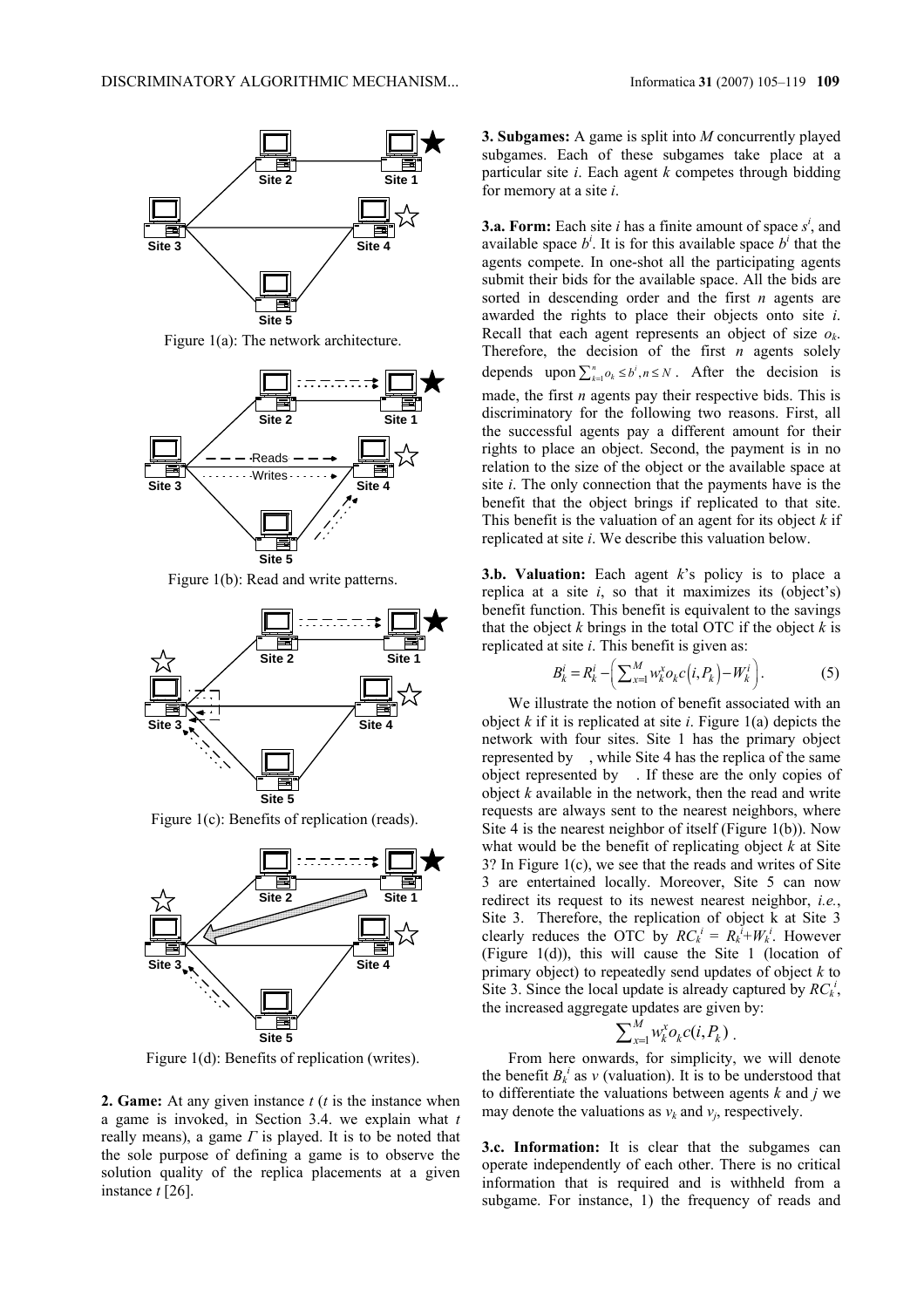Figure 1(a): The network architecture.

Figure 1(b): Read and write patterns.

Figure 1(c): Benefits of replication (reads).

Figure 1(d): Benefits of replication (writes).

**2. Game:** At any given instance $t$ ($t$ is the instance when a game is invoked, in Section 3.4. we explain what $t$ really means), a game $\Gamma$ is played. It is to be noted that the sole purpose of defining a game is to observe the solution quality of the replica placements at a given instance $t$ [26].

**3. Subgames:** A game is split into $M$ concurrently played subgames. Each of these subgames take place at a particular site $i$. Each agent $k$ competes through bidding for memory at a site $i$.

**3.a. Form:** Each site $i$ has a finite amount of space $s^i$, and available space $b^i$. It is for this available space $b^i$ that the agents compete. In one-shot all the participating agents submit their bids for the available space. All the bids are sorted in descending order and the first $n$ agents are awarded the rights to place their objects onto site $i$. Recall that each agent represents an object of size $o_k$. Therefore, the decision of the first $n$ agents solely depends upon $\sum_{k=1}^{n} o_k \leq b^i, n \leq N$. After the decision is made, the first $n$ agents pay their respective bids. This is discriminatory for the following two reasons. First, all the successful agents pay a different amount for their rights to place an object. Second, the payment is in no relation to the size of the object or the available space at site $i$. The only connection that the payments have is the benefit that the object brings if replicated to that site. This benefit is the valuation of an agent for its object $k$ if replicated at site $i$. We describe this valuation below.

**3.b. Valuation:** Each agent $k$'s policy is to place a replica at a site $i$, so that it maximizes its (object's) benefit function. This benefit is equivalent to the savings that the object $k$ brings in the total OTC if the object $k$ is replicated at site $i$. This benefit is given as:

$$B_k^i = R_k^i - \left( \sum_{x=1}^{M} w_k^x o_k c\left(i, P_k\right) - W_k^i \right). \tag{5}$$

We illustrate the notion of benefit associated with an object $k$ if it is replicated at site $i$. Figure 1(a) depicts the network with four sites. Site 1 has the primary object represented by ★, while Site 4 has the replica of the same object represented by ☆. If these are the only copies of object $k$ available in the network, then the read and write requests are always sent to the nearest neighbors, where Site 4 is the nearest neighbor of itself (Figure 1(b)). Now what would be the benefit of replicating object $k$ at Site 3? In Figure 1(c), we see that the reads and writes of Site 3 are entertained locally. Moreover, Site 5 can now redirect its request to its newest nearest neighbor, *i.e.*, Site 3. Therefore, the replication of object k at Site 3 clearly reduces the OTC by $RC_k^i = R_k^i + W_k^i$. However (Figure 1(d)), this will cause the Site 1 (location of primary object) to repeatedly send updates of object $k$ to Site 3. Since the local update is already captured by $RC_k^i$, the increased aggregate updates are given by:

$$\sum_{x=1}^{M} w_k^x o_k c(i, P_k).$$

From here onwards, for simplicity, we will denote the benefit $B_k^i$ as $v$ (valuation). It is to be understood that to differentiate the valuations between agents $k$ and $j$ we may denote the valuations as $v_k$ and $v_j$, respectively.

**3.c. Information:** It is clear that the subgames can operate independently of each other. There is no critical information that is required and is withheld from a subgame. For instance, 1) the frequency of reads and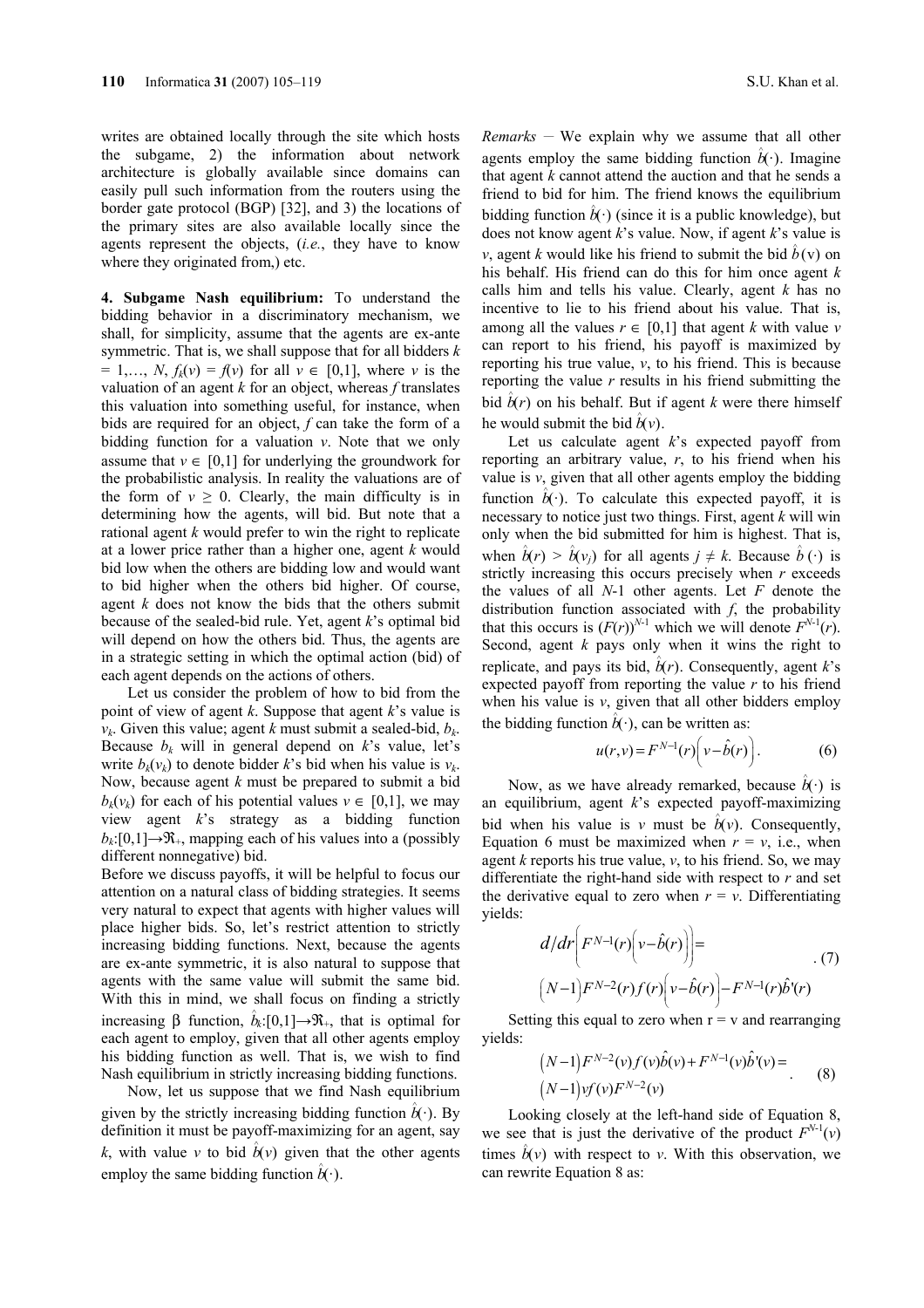writes are obtained locally through the site which hosts the subgame, 2) the information about network architecture is globally available since domains can easily pull such information from the routers using the border gate protocol (BGP) [32], and 3) the locations of the primary sites are also available locally since the agents represent the objects, (*i.e.*, they have to know where they originated from,) etc.

**4. Subgame Nash equilibrium:** To understand the bidding behavior in a discriminatory mechanism, we shall, for simplicity, assume that the agents are ex-ante symmetric. That is, we shall suppose that for all bidders $k = 1,\ldots, N$, $f_k(v) = f(v)$ for all $v \in [0,1]$, where $v$ is the valuation of an agent $k$ for an object, whereas $f$ translates this valuation into something useful, for instance, when bids are required for an object, $f$ can take the form of a bidding function for a valuation $v$. Note that we only assume that $v \in [0,1]$ for underlying the groundwork for the probabilistic analysis. In reality the valuations are of the form of $v \geq 0$. Clearly, the main difficulty is in determining how the agents, will bid. But note that a rational agent $k$ would prefer to win the right to replicate at a lower price rather than a higher one, agent $k$ would bid low when the others are bidding low and would want to bid higher when the others bid higher. Of course, agent $k$ does not know the bids that the others submit because of the sealed-bid rule. Yet, agent $k$'s optimal bid will depend on how the others bid. Thus, the agents are in a strategic setting in which the optimal action (bid) of each agent depends on the actions of others.

Let us consider the problem of how to bid from the point of view of agent $k$. Suppose that agent $k$'s value is $v_k$. Given this value; agent $k$ must submit a sealed-bid, $b_k$. Because $b_k$ will in general depend on $k$'s value, let's write $b_k(v_k)$ to denote bidder $k$'s bid when his value is $v_k$. Now, because agent $k$ must be prepared to submit a bid $b_k(v_k)$ for each of his potential values $v \in [0,1]$, we may view agent $k$'s strategy as a bidding function $b_k:[0,1]\rightarrow\Re_+$, mapping each of his values into a (possibly different nonnegative) bid.

Before we discuss payoffs, it will be helpful to focus our attention on a natural class of bidding strategies. It seems very natural to expect that agents with higher values will place higher bids. So, let's restrict attention to strictly increasing bidding functions. Next, because the agents are ex-ante symmetric, it is also natural to suppose that agents with the same value will submit the same bid. With this in mind, we shall focus on finding a strictly increasing β function, $\hat{b}_k:[0,1]\rightarrow\Re_+$, that is optimal for each agent to employ, given that all other agents employ his bidding function as well. That is, we wish to find Nash equilibrium in strictly increasing bidding functions.

Now, let us suppose that we find Nash equilibrium given by the strictly increasing bidding function $\hat{b}(\cdot)$. By definition it must be payoff-maximizing for an agent, say $k$, with value $v$ to bid $\hat{b}(v)$ given that the other agents employ the same bidding function $\hat{b}(\cdot)$.

*Remarks* – We explain why we assume that all other agents employ the same bidding function $\hat{b}(\cdot)$. Imagine that agent $k$ cannot attend the auction and that he sends a friend to bid for him. The friend knows the equilibrium bidding function $\hat{b}(\cdot)$ (since it is a public knowledge), but does not know agent $k$'s value. Now, if agent $k$'s value is $v$, agent $k$ would like his friend to submit the bid $\hat{b}(v)$ on his behalf. His friend can do this for him once agent $k$ calls him and tells his value. Clearly, agent $k$ has no incentive to lie to his friend about his value. That is, among all the values $r \in [0,1]$ that agent $k$ with value $v$ can report to his friend, his payoff is maximized by reporting his true value, $v$, to his friend. This is because reporting the value $r$ results in his friend submitting the bid $\hat{b}(r)$ on his behalf. But if agent $k$ were there himself he would submit the bid $\hat{b}(v)$.

Let us calculate agent $k$'s expected payoff from reporting an arbitrary value, $r$, to his friend when his value is $v$, given that all other agents employ the bidding function $\hat{b}(\cdot)$. To calculate this expected payoff, it is necessary to notice just two things. First, agent $k$ will win only when the bid submitted for him is highest. That is, when $\hat{b}(r) > \hat{b}(v_j)$ for all agents $j \neq k$. Because $\hat{b}(\cdot)$ is strictly increasing this occurs precisely when $r$ exceeds the values of all $N$-1 other agents. Let $F$ denote the distribution function associated with $f$, the probability that this occurs is $(F(r))^{N-1}$ which we will denote $F^{N-1}(r)$. Second, agent $k$ pays only when it wins the right to replicate, and pays its bid, $\hat{b}(r)$. Consequently, agent $k$'s expected payoff from reporting the value $r$ to his friend when his value is $v$, given that all other bidders employ the bidding function $\hat{b}(\cdot)$, can be written as:

$$u(r,v) = F^{N-1}(r)\left(v - \hat{b}(r)\right). \quad (6)$$

Now, as we have already remarked, because $\hat{b}(\cdot)$ is an equilibrium, agent $k$'s expected payoff-maximizing bid when his value is $v$ must be $\hat{b}(v)$. Consequently, Equation 6 must be maximized when $r = v$, i.e., when agent $k$ reports his true value, $v$, to his friend. So, we may differentiate the right-hand side with respect to $r$ and set the derivative equal to zero when $r = v$. Differentiating yields:

$$\begin{aligned} & d/dr\left(F^{N-1}(r)\left(v-\hat{b}(r)\right)\right) = \\ & \left(N-1\right)F^{N-2}(r)f(r)\left(v-\hat{b}(r)\right) - F^{N-1}(r)\hat{b}'(r) \end{aligned} \quad (7)$$

Setting this equal to zero when r = v and rearranging yields:

$$\begin{aligned} & \left(N-1\right)F^{N-2}(v)f(v)\hat{b}(v) + F^{N-1}(v)\hat{b}'(v) = \\ & \left(N-1\right)vf(v)F^{N-2}(v) \end{aligned} \quad (8)$$

Looking closely at the left-hand side of Equation 8, we see that is just the derivative of the product $F^{N-1}(v)$ times $\hat{b}(v)$ with respect to $v$. With this observation, we can rewrite Equation 8 as: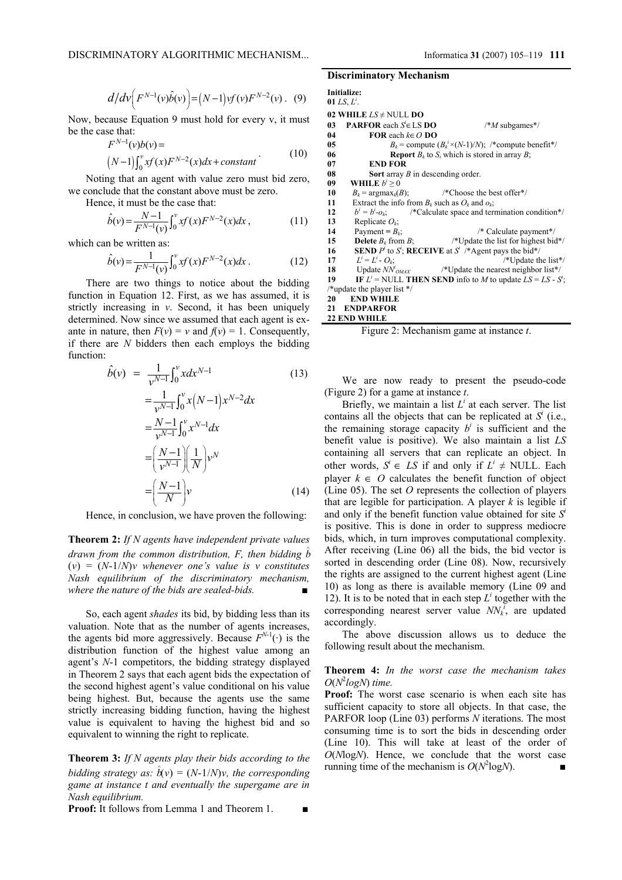$$d/dv\left(F^{N-1}(v)\hat{b}(v)\right)=\left(N-1\right)vf(v)F^{N-2}(v). \quad (9)$$

Now, because Equation 9 must hold for every v, it must be the case that:

$$F^{N-1}(v)b(v)= \left(N-1\right)\int_0^v xf(x)F^{N-2}(x)dx+constant. \quad (10)$$

Noting that an agent with value zero must bid zero, we conclude that the constant above must be zero.

Hence, it must be the case that:

$$\hat{b}(v)=\frac{N-1}{F^{N-1}(v)}\int_0^v xf(x)F^{N-2}(x)dx, \quad (11)$$

which can be written as:

$$\hat{b}(v)=\frac{1}{F^{N-1}(v)}\int_0^v xf(x)F^{N-2}(x)dx. \quad (12)$$

There are two things to notice about the bidding function in Equation 12. First, as we has assumed, it is strictly increasing in *v*. Second, it has been uniquely determined. Now since we assumed that each agent is ex-ante in nature, then $F(v) = v$ and $f(v) = 1$. Consequently, if there are *N* bidders then each employs the bidding function:

$$\begin{aligned}\hat{b}(v) &= \frac{1}{v^{N-1}}\int_0^v x dx^{N-1} \quad (13)\\ &=\frac{1}{v^{N-1}}\int_0^v x\left(N-1\right)x^{N-2}dx\\ &=\frac{N-1}{v^{N-1}}\int_0^v x^{N-1}dx\\ &=\left(\frac{N-1}{v^{N-1}}\right)\left(\frac{1}{N}\right)v^N\\ &=\left(\frac{N-1}{N}\right)v \quad (14)\end{aligned}$$

Hence, in conclusion, we have proven the following:

**Theorem 2:** *If N agents have independent private values drawn from the common distribution, F, then bidding* $\hat{b}(v) = (N\text{-}1/N)v$ *whenever one's value is v constitutes Nash equilibrium of the discriminatory mechanism, where the nature of the bids are sealed-bids.* ■

So, each agent *shades* its bid, by bidding less than its valuation. Note that as the number of agents increases, the agents bid more aggressively. Because $F^{N-1}(\cdot)$ is the distribution function of the highest value among an agent's *N*-1 competitors, the bidding strategy displayed in Theorem 2 says that each agent bids the expectation of the second highest agent's value conditional on his value being highest. But, because the agents use the same strictly increasing bidding function, having the highest value is equivalent to having the highest bid and so equivalent to winning the right to replicate.

**Theorem 3:** *If N agents play their bids according to the bidding strategy as:* $\hat{b}(v) = (N\text{-}1/N)v$*, the corresponding game at instance t and eventually the supergame are in Nash equilibrium.*

**Proof:** It follows from Lemma 1 and Theorem 1. ■

**Discriminatory Mechanism**

```
Initialize:
01 LS, L^i.
02 WHILE LS ≠ NULL DO
03   PARFOR each S^i ∈ LS DO                  /*M subgames*/
04       FOR each k ∈ O DO
05           B_k = compute (B_k^i × (N-1)/N);  /*compute benefit*/
06           Report B_k to S_i which is stored in array B;
07       END FOR
08       Sort array B in descending order.
09   WHILE b^i ≥ 0
10       B_k = argmax_k(B);          /*Choose the best offer*/
11       Extract the info from B_k such as O_k and o_k;
12       b^i = b^i - o_k;      /*Calculate space and termination condition*/
13       Replicate O_k;
14       Payment = B_k;                          /* Calculate payment*/
15       Delete B_k from B;            /*Update the list for highest bid*/
16       SEND P^i to S^i; RECEIVE at S^i  /*Agent pays the bid*/
17       L^i = L^i - O_k;                                 /*Update the list*/
18       Update NN^i_OMAX          /*Update the nearest neighbor list*/
19       IF L^i = NULL THEN SEND info to M to update LS = LS - S^i;
/*update the player list */
20     END WHILE
21   ENDPARFOR
22 END WHILE
```

Figure 2: Mechanism game at instance *t*.

We are now ready to present the pseudo-code (Figure 2) for a game at instance *t*.

Briefly, we maintain a list $L^i$ at each server. The list contains all the objects that can be replicated at $S^i$ (i.e., the remaining storage capacity $b^i$ is sufficient and the benefit value is positive). We also maintain a list *LS* containing all servers that can replicate an object. In other words, $S^i \in LS$ if and only if $L^i \neq$ NULL. Each player $k \in O$ calculates the benefit function of object (Line 05). The set *O* represents the collection of players that are legible for participation. A player *k* is legible if and only if the benefit function value obtained for site $S^i$ is positive. This is done in order to suppress mediocre bids, which, in turn improves computational complexity. After receiving (Line 06) all the bids, the bid vector is sorted in descending order (Line 08). Now, recursively the rights are assigned to the current highest agent (Line 10) as long as there is available memory (Line 09 and 12). It is to be noted that in each step $L^i$ together with the corresponding nearest server value $NN_k^i$, are updated accordingly.

The above discussion allows us to deduce the following result about the mechanism.

**Theorem 4:** *In the worst case the mechanism takes* $O(N^2 logN)$ *time.*

**Proof:** The worst case scenario is when each site has sufficient capacity to store all objects. In that case, the PARFOR loop (Line 03) performs *N* iterations. The most consuming time is to sort the bids in descending order (Line 10). This will take at least of the order of $O(N\log N)$. Hence, we conclude that the worst case running time of the mechanism is $O(N^2\log N)$. ■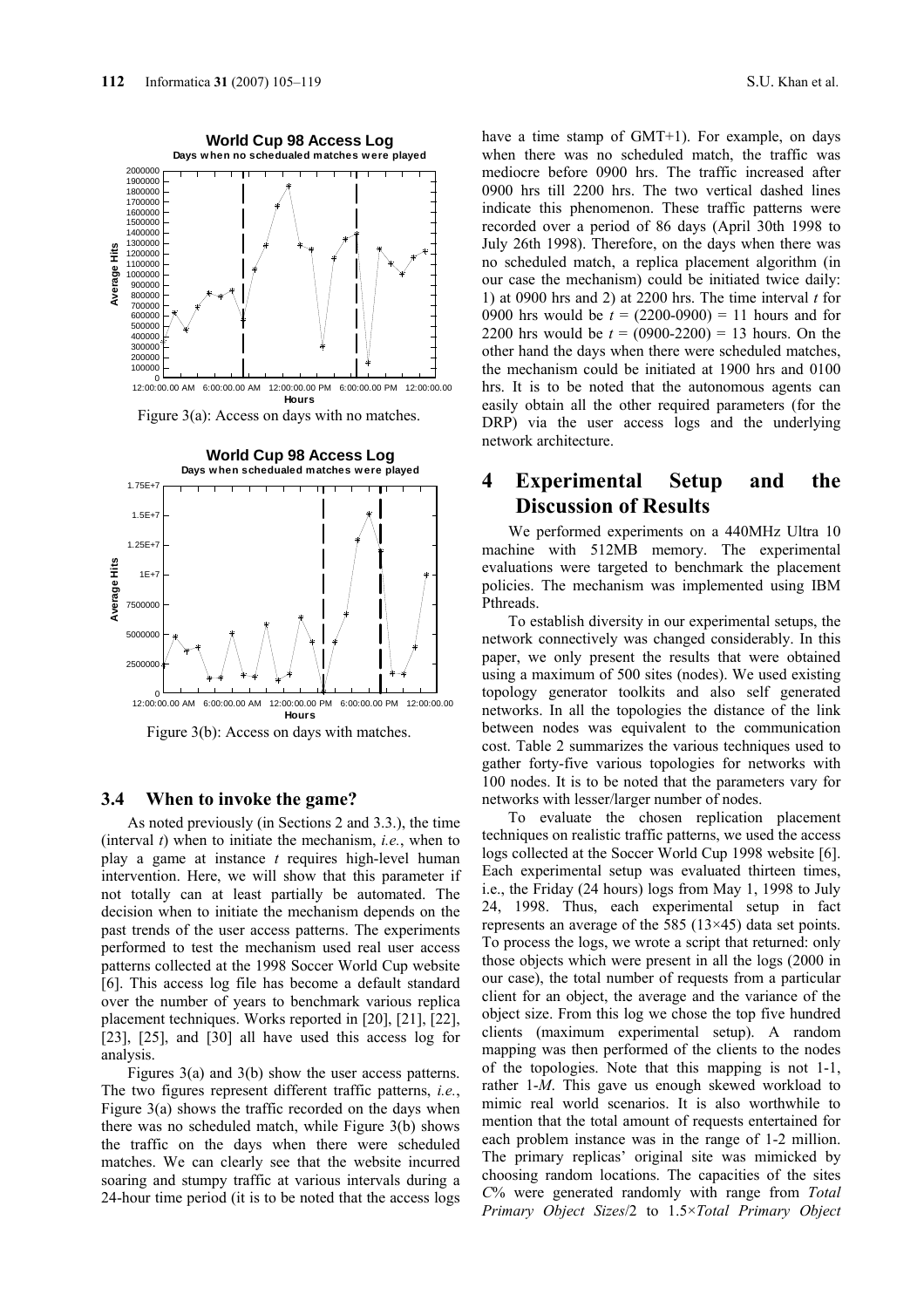Figure 3(a): Access on days with no matches.

Figure 3(b): Access on days with matches.

### 3.4 When to invoke the game?

As noted previously (in Sections 2 and 3.3.), the time (interval $t$) when to initiate the mechanism, *i.e.*, when to play a game at instance $t$ requires high-level human intervention. Here, we will show that this parameter if not totally can at least partially be automated. The decision when to initiate the mechanism depends on the past trends of the user access patterns. The experiments performed to test the mechanism used real user access patterns collected at the 1998 Soccer World Cup website [6]. This access log file has become a default standard over the number of years to benchmark various replica placement techniques. Works reported in [20], [21], [22], [23], [25], and [30] all have used this access log for analysis.

Figures 3(a) and 3(b) show the user access patterns. The two figures represent different traffic patterns, *i.e.*, Figure 3(a) shows the traffic recorded on the days when there was no scheduled match, while Figure 3(b) shows the traffic on the days when there were scheduled matches. We can clearly see that the website incurred soaring and stumpy traffic at various intervals during a 24-hour time period (it is to be noted that the access logs have a time stamp of GMT+1). For example, on days when there was no scheduled match, the traffic was mediocre before 0900 hrs. The traffic increased after 0900 hrs till 2200 hrs. The two vertical dashed lines indicate this phenomenon. These traffic patterns were recorded over a period of 86 days (April 30th 1998 to July 26th 1998). Therefore, on the days when there was no scheduled match, a replica placement algorithm (in our case the mechanism) could be initiated twice daily: 1) at 0900 hrs and 2) at 2200 hrs. The time interval $t$ for 0900 hrs would be $t$ = (2200-0900) = 11 hours and for 2200 hrs would be $t$ = (0900-2200) = 13 hours. On the other hand the days when there were scheduled matches, the mechanism could be initiated at 1900 hrs and 0100 hrs. It is to be noted that the autonomous agents can easily obtain all the other required parameters (for the DRP) via the user access logs and the underlying network architecture.

## 4 Experimental Setup and the Discussion of Results

We performed experiments on a 440MHz Ultra 10 machine with 512MB memory. The experimental evaluations were targeted to benchmark the placement policies. The mechanism was implemented using IBM Pthreads.

To establish diversity in our experimental setups, the network connectively was changed considerably. In this paper, we only present the results that were obtained using a maximum of 500 sites (nodes). We used existing topology generator toolkits and also self generated networks. In all the topologies the distance of the link between nodes was equivalent to the communication cost. Table 2 summarizes the various techniques used to gather forty-five various topologies for networks with 100 nodes. It is to be noted that the parameters vary for networks with lesser/larger number of nodes.

To evaluate the chosen replication placement techniques on realistic traffic patterns, we used the access logs collected at the Soccer World Cup 1998 website [6]. Each experimental setup was evaluated thirteen times, i.e., the Friday (24 hours) logs from May 1, 1998 to July 24, 1998. Thus, each experimental setup in fact represents an average of the 585 (13×45) data set points. To process the logs, we wrote a script that returned: only those objects which were present in all the logs (2000 in our case), the total number of requests from a particular client for an object, the average and the variance of the object size. From this log we chose the top five hundred clients (maximum experimental setup). A random mapping was then performed of the clients to the nodes of the topologies. Note that this mapping is not 1-1, rather 1-$M$. This gave us enough skewed workload to mimic real world scenarios. It is also worthwhile to mention that the total amount of requests entertained for each problem instance was in the range of 1-2 million. The primary replicas' original site was mimicked by choosing random locations. The capacities of the sites $C\%$ were generated randomly with range from *Total Primary Object Sizes*/2 to 1.5×*Total Primary Object*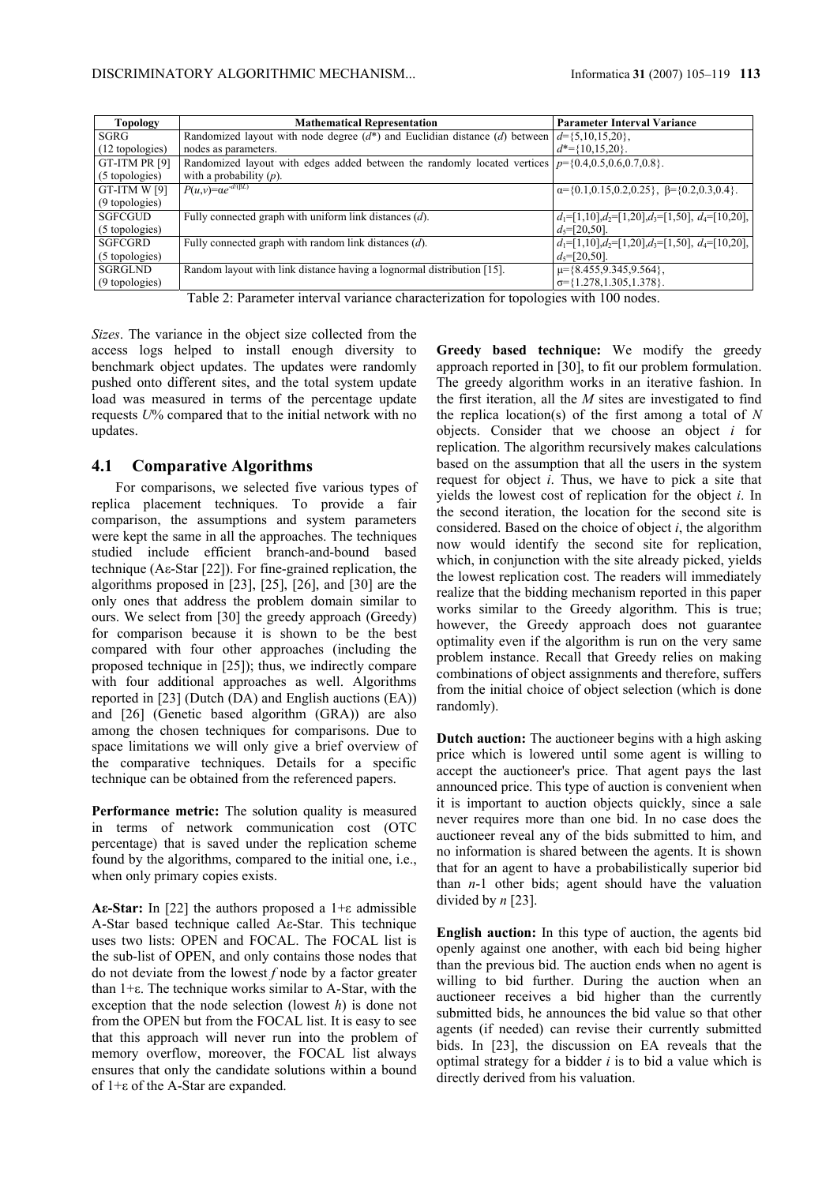| Topology | Mathematical Representation | Parameter Interval Variance |
|---|---|---|
| SGRG (12 topologies) | Randomized layout with node degree ($d^*$) and Euclidian distance ($d$) between nodes as parameters. | $d$={5,10,15,20}, $d^*$={10,15,20}. |
| GT-ITM PR [9] (5 topologies) | Randomized layout with edges added between the randomly located vertices with a probability ($p$). | $p$={0.4,0.5,0.6,0.7,0.8}. |
| GT-ITM W [9] (9 topologies) | $P(u,v)=\alpha e^{-d/(\beta L)}$ | $\alpha$={0.1,0.15,0.2,0.25}, $\beta$={0.2,0.3,0.4}. |
| SGFCGUD (5 topologies) | Fully connected graph with uniform link distances ($d$). | $d_1$=[1,10],$d_2$=[1,20],$d_3$=[1,50], $d_4$=[10,20], $d_5$=[20,50]. |
| SGFCGRD (5 topologies) | Fully connected graph with random link distances ($d$). | $d_1$=[1,10],$d_2$=[1,20],$d_3$=[1,50], $d_4$=[10,20], $d_5$=[20,50]. |
| SGRGLND (9 topologies) | Random layout with link distance having a lognormal distribution [15]. | $\mu$={8.455,9.345,9.564}, $\sigma$={1.278,1.305,1.378}. |

Table 2: Parameter interval variance characterization for topologies with 100 nodes.

*Sizes*. The variance in the object size collected from the access logs helped to install enough diversity to benchmark object updates. The updates were randomly pushed onto different sites, and the total system update load was measured in terms of the percentage update requests $U$% compared that to the initial network with no updates.

## 4.1 Comparative Algorithms

For comparisons, we selected five various types of replica placement techniques. To provide a fair comparison, the assumptions and system parameters were kept the same in all the approaches. The techniques studied include efficient branch-and-bound based technique (Aε-Star [22]). For fine-grained replication, the algorithms proposed in [23], [25], [26], and [30] are the only ones that address the problem domain similar to ours. We select from [30] the greedy approach (Greedy) for comparison because it is shown to be the best compared with four other approaches (including the proposed technique in [25]); thus, we indirectly compare with four additional approaches as well. Algorithms reported in [23] (Dutch (DA) and English auctions (EA)) and [26] (Genetic based algorithm (GRA)) are also among the chosen techniques for comparisons. Due to space limitations we will only give a brief overview of the comparative techniques. Details for a specific technique can be obtained from the referenced papers.

**Performance metric:** The solution quality is measured in terms of network communication cost (OTC percentage) that is saved under the replication scheme found by the algorithms, compared to the initial one, i.e., when only primary copies exists.

**Aε-Star:** In [22] the authors proposed a 1+ε admissible A-Star based technique called Aε-Star. This technique uses two lists: OPEN and FOCAL. The FOCAL list is the sub-list of OPEN, and only contains those nodes that do not deviate from the lowest $f$ node by a factor greater than 1+ε. The technique works similar to A-Star, with the exception that the node selection (lowest $h$) is done not from the OPEN but from the FOCAL list. It is easy to see that this approach will never run into the problem of memory overflow, moreover, the FOCAL list always ensures that only the candidate solutions within a bound of 1+ε of the A-Star are expanded.

**Greedy based technique:** We modify the greedy approach reported in [30], to fit our problem formulation. The greedy algorithm works in an iterative fashion. In the first iteration, all the $M$ sites are investigated to find the replica location(s) of the first among a total of $N$ objects. Consider that we choose an object $i$ for replication. The algorithm recursively makes calculations based on the assumption that all the users in the system request for object $i$. Thus, we have to pick a site that yields the lowest cost of replication for the object $i$. In the second iteration, the location for the second site is considered. Based on the choice of object $i$, the algorithm now would identify the second site for replication, which, in conjunction with the site already picked, yields the lowest replication cost. The readers will immediately realize that the bidding mechanism reported in this paper works similar to the Greedy algorithm. This is true; however, the Greedy approach does not guarantee optimality even if the algorithm is run on the very same problem instance. Recall that Greedy relies on making combinations of object assignments and therefore, suffers from the initial choice of object selection (which is done randomly).

**Dutch auction:** The auctioneer begins with a high asking price which is lowered until some agent is willing to accept the auctioneer's price. That agent pays the last announced price. This type of auction is convenient when it is important to auction objects quickly, since a sale never requires more than one bid. In no case does the auctioneer reveal any of the bids submitted to him, and no information is shared between the agents. It is shown that for an agent to have a probabilistically superior bid than $n$-1 other bids; agent should have the valuation divided by $n$ [23].

**English auction:** In this type of auction, the agents bid openly against one another, with each bid being higher than the previous bid. The auction ends when no agent is willing to bid further. During the auction when an auctioneer receives a bid higher than the currently submitted bids, he announces the bid value so that other agents (if needed) can revise their currently submitted bids. In [23], the discussion on EA reveals that the optimal strategy for a bidder $i$ is to bid a value which is directly derived from his valuation.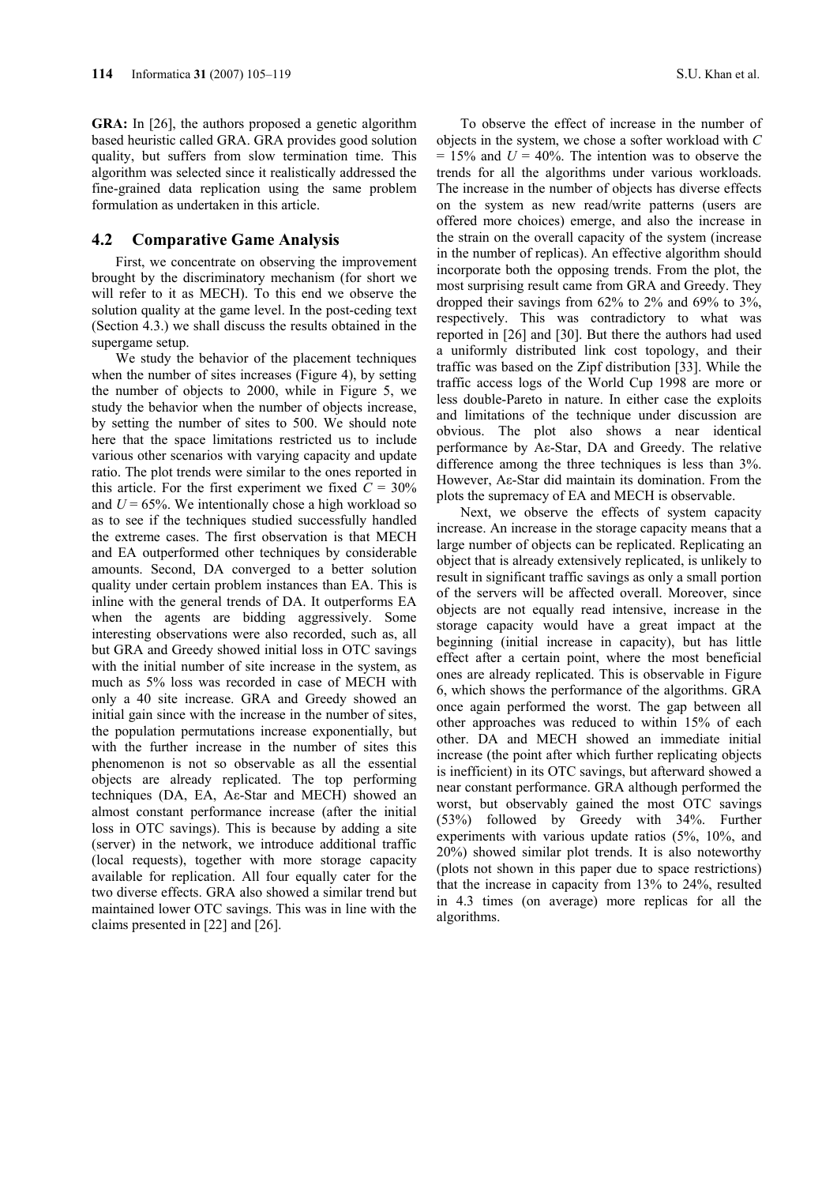**GRA:** In [26], the authors proposed a genetic algorithm based heuristic called GRA. GRA provides good solution quality, but suffers from slow termination time. This algorithm was selected since it realistically addressed the fine-grained data replication using the same problem formulation as undertaken in this article.

## 4.2 Comparative Game Analysis

First, we concentrate on observing the improvement brought by the discriminatory mechanism (for short we will refer to it as MECH). To this end we observe the solution quality at the game level. In the post-ceding text (Section 4.3.) we shall discuss the results obtained in the supergame setup.

We study the behavior of the placement techniques when the number of sites increases (Figure 4), by setting the number of objects to 2000, while in Figure 5, we study the behavior when the number of objects increase, by setting the number of sites to 500. We should note here that the space limitations restricted us to include various other scenarios with varying capacity and update ratio. The plot trends were similar to the ones reported in this article. For the first experiment we fixed $C$ = 30% and $U$ = 65%. We intentionally chose a high workload so as to see if the techniques studied successfully handled the extreme cases. The first observation is that MECH and EA outperformed other techniques by considerable amounts. Second, DA converged to a better solution quality under certain problem instances than EA. This is inline with the general trends of DA. It outperforms EA when the agents are bidding aggressively. Some interesting observations were also recorded, such as, all but GRA and Greedy showed initial loss in OTC savings with the initial number of site increase in the system, as much as 5% loss was recorded in case of MECH with only a 40 site increase. GRA and Greedy showed an initial gain since with the increase in the number of sites, the population permutations increase exponentially, but with the further increase in the number of sites this phenomenon is not so observable as all the essential objects are already replicated. The top performing techniques (DA, EA, Aε-Star and MECH) showed an almost constant performance increase (after the initial loss in OTC savings). This is because by adding a site (server) in the network, we introduce additional traffic (local requests), together with more storage capacity available for replication. All four equally cater for the two diverse effects. GRA also showed a similar trend but maintained lower OTC savings. This was in line with the claims presented in [22] and [26].

To observe the effect of increase in the number of objects in the system, we chose a softer workload with $C$ = 15% and $U$ = 40%. The intention was to observe the trends for all the algorithms under various workloads. The increase in the number of objects has diverse effects on the system as new read/write patterns (users are offered more choices) emerge, and also the increase in the strain on the overall capacity of the system (increase in the number of replicas). An effective algorithm should incorporate both the opposing trends. From the plot, the most surprising result came from GRA and Greedy. They dropped their savings from 62% to 2% and 69% to 3%, respectively. This was contradictory to what was reported in [26] and [30]. But there the authors had used a uniformly distributed link cost topology, and their traffic was based on the Zipf distribution [33]. While the traffic access logs of the World Cup 1998 are more or less double-Pareto in nature. In either case the exploits and limitations of the technique under discussion are obvious. The plot also shows a near identical performance by Aε-Star, DA and Greedy. The relative difference among the three techniques is less than 3%. However, Aε-Star did maintain its domination. From the plots the supremacy of EA and MECH is observable.

Next, we observe the effects of system capacity increase. An increase in the storage capacity means that a large number of objects can be replicated. Replicating an object that is already extensively replicated, is unlikely to result in significant traffic savings as only a small portion of the servers will be affected overall. Moreover, since objects are not equally read intensive, increase in the storage capacity would have a great impact at the beginning (initial increase in capacity), but has little effect after a certain point, where the most beneficial ones are already replicated. This is observable in Figure 6, which shows the performance of the algorithms. GRA once again performed the worst. The gap between all other approaches was reduced to within 15% of each other. DA and MECH showed an immediate initial increase (the point after which further replicating objects is inefficient) in its OTC savings, but afterward showed a near constant performance. GRA although performed the worst, but observably gained the most OTC savings (53%) followed by Greedy with 34%. Further experiments with various update ratios (5%, 10%, and 20%) showed similar plot trends. It is also noteworthy (plots not shown in this paper due to space restrictions) that the increase in capacity from 13% to 24%, resulted in 4.3 times (on average) more replicas for all the algorithms.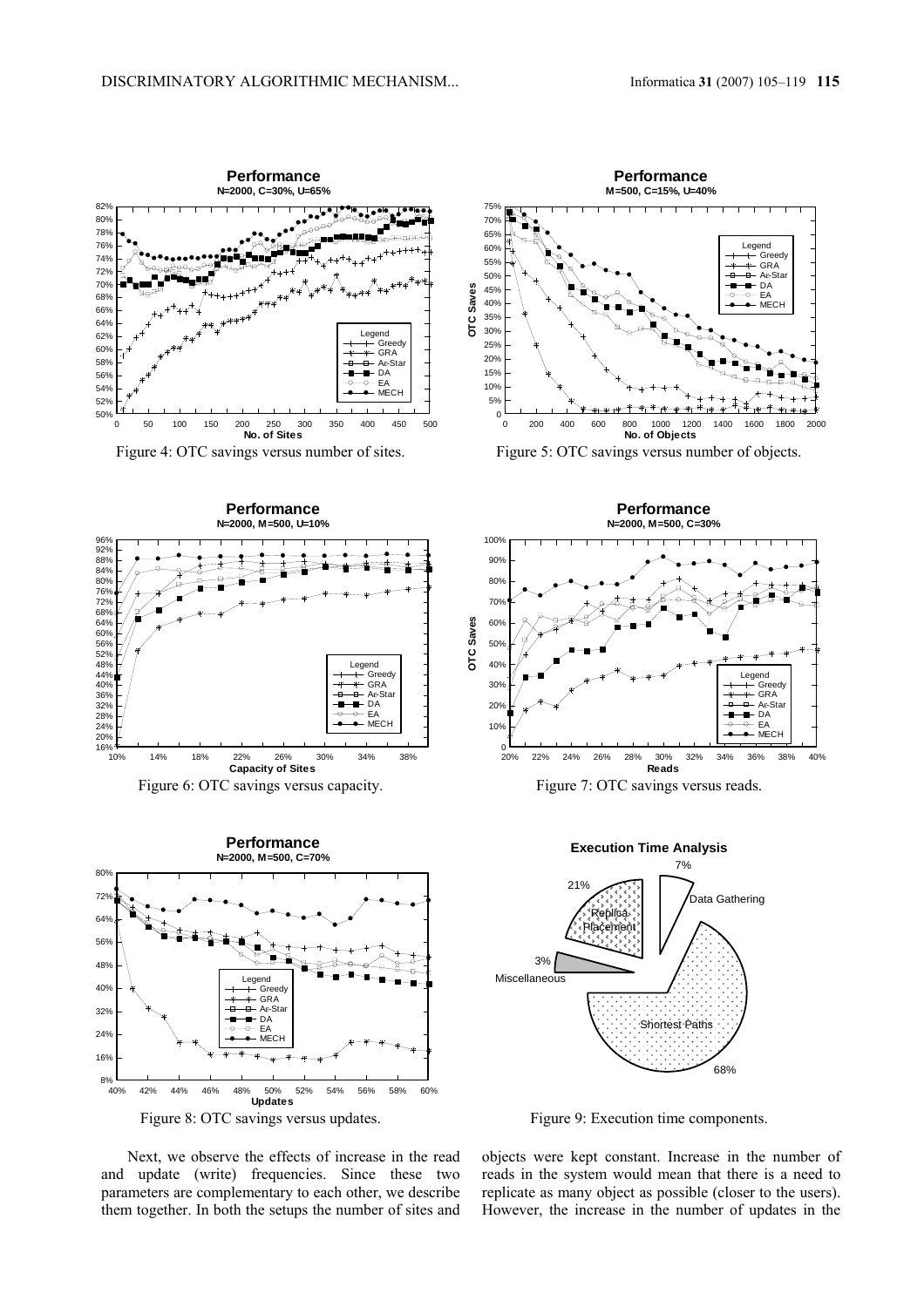Figure 4: OTC savings versus number of sites.

Figure 5: OTC savings versus number of objects.

Figure 6: OTC savings versus capacity.

Figure 7: OTC savings versus reads.

Figure 8: OTC savings versus updates.

Figure 9: Execution time components.

Next, we observe the effects of increase in the read and update (write) frequencies. Since these two parameters are complementary to each other, we describe them together. In both the setups the number of sites and objects were kept constant. Increase in the number of reads in the system would mean that there is a need to replicate as many object as possible (closer to the users). However, the increase in the number of updates in the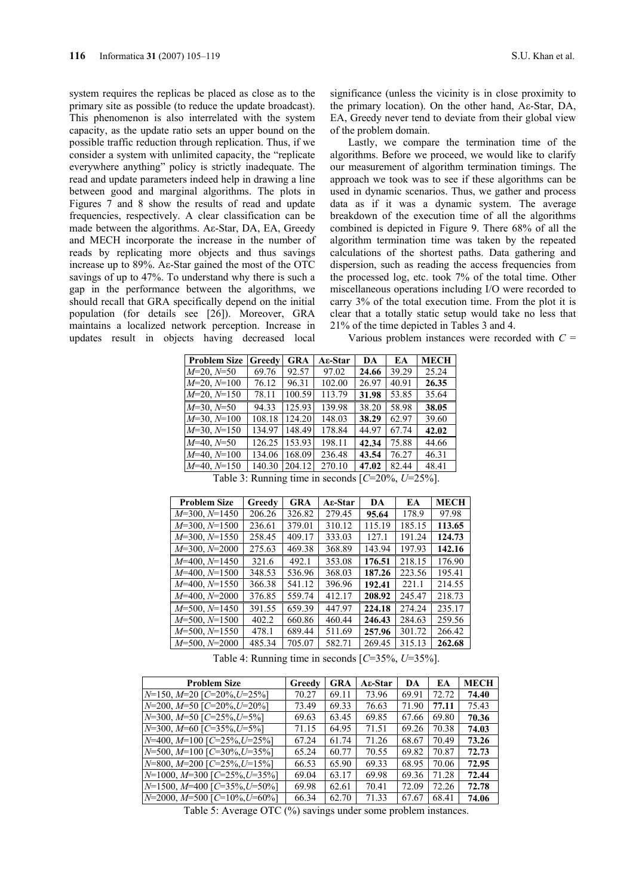system requires the replicas be placed as close as to the primary site as possible (to reduce the update broadcast). This phenomenon is also interrelated with the system capacity, as the update ratio sets an upper bound on the possible traffic reduction through replication. Thus, if we consider a system with unlimited capacity, the "replicate everywhere anything" policy is strictly inadequate. The read and update parameters indeed help in drawing a line between good and marginal algorithms. The plots in Figures 7 and 8 show the results of read and update frequencies, respectively. A clear classification can be made between the algorithms. Aε-Star, DA, EA, Greedy and MECH incorporate the increase in the number of reads by replicating more objects and thus savings increase up to 89%. Aε-Star gained the most of the OTC savings of up to 47%. To understand why there is such a gap in the performance between the algorithms, we should recall that GRA specifically depend on the initial population (for details see [26]). Moreover, GRA maintains a localized network perception. Increase in updates result in objects having decreased local significance (unless the vicinity is in close proximity to the primary location). On the other hand, Aε-Star, DA, EA, Greedy never tend to deviate from their global view of the problem domain.

Lastly, we compare the termination time of the algorithms. Before we proceed, we would like to clarify our measurement of algorithm termination timings. The approach we took was to see if these algorithms can be used in dynamic scenarios. Thus, we gather and process data as if it was a dynamic system. The average breakdown of the execution time of all the algorithms combined is depicted in Figure 9. There 68% of all the algorithm termination time was taken by the repeated calculations of the shortest paths. Data gathering and dispersion, such as reading the access frequencies from the processed log, etc. took 7% of the total time. Other miscellaneous operations including I/O were recorded to carry 3% of the total execution time. From the plot it is clear that a totally static setup would take no less that 21% of the time depicted in Tables 3 and 4.

Various problem instances were recorded with $C$ =

| Problem Size | Greedy | GRA | Aε-Star | DA | EA | MECH |
|---|---|---|---|---|---|---|
| $M$=20, $N$=50 | 69.76 | 92.57 | 97.02 | **24.66** | 39.29 | 25.24 |
| $M$=20, $N$=100 | 76.12 | 96.31 | 102.00 | 26.97 | 40.91 | **26.35** |
| $M$=20, $N$=150 | 78.11 | 100.59 | 113.79 | **31.98** | 53.85 | 35.64 |
| $M$=30, $N$=50 | 94.33 | 125.93 | 139.98 | 38.20 | 58.98 | **38.05** |
| $M$=30, $N$=100 | 108.18 | 124.20 | 148.03 | **38.29** | 62.97 | 39.60 |
| $M$=30, $N$=150 | 134.97 | 148.49 | 178.84 | 44.97 | 67.74 | **42.02** |
| $M$=40, $N$=50 | 126.25 | 153.93 | 198.11 | **42.34** | 75.88 | 44.66 |
| $M$=40, $N$=100 | 134.06 | 168.09 | 236.48 | **43.54** | 76.27 | 46.31 |
| $M$=40, $N$=150 | 140.30 | 204.12 | 270.10 | **47.02** | 82.44 | 48.41 |

Table 3: Running time in seconds [$C$=20%, $U$=25%].

| Problem Size | Greedy | GRA | Aε-Star | DA | EA | MECH |
|---|---|---|---|---|---|---|
| $M$=300, $N$=1450 | 206.26 | 326.82 | 279.45 | **95.64** | 178.9 | 97.98 |
| $M$=300, $N$=1500 | 236.61 | 379.01 | 310.12 | 115.19 | 185.15 | **113.65** |
| $M$=300, $N$=1550 | 258.45 | 409.17 | 333.03 | 127.1 | 191.24 | **124.73** |
| $M$=300, $N$=2000 | 275.63 | 469.38 | 368.89 | 143.94 | 197.93 | **142.16** |
| $M$=400, $N$=1450 | 321.6 | 492.1 | 353.08 | **176.51** | 218.15 | 176.90 |
| $M$=400, $N$=1500 | 348.53 | 536.96 | 368.03 | **187.26** | 223.56 | 195.41 |
| $M$=400, $N$=1550 | 366.38 | 541.12 | 396.96 | **192.41** | 221.1 | 214.55 |
| $M$=400, $N$=2000 | 376.85 | 559.74 | 412.17 | **208.92** | 245.47 | 218.73 |
| $M$=500, $N$=1450 | 391.55 | 659.39 | 447.97 | **224.18** | 274.24 | 235.17 |
| $M$=500, $N$=1500 | 402.2 | 660.86 | 460.44 | **246.43** | 284.63 | 259.56 |
| $M$=500, $N$=1550 | 478.1 | 689.44 | 511.69 | **257.96** | 301.72 | 266.42 |
| $M$=500, $N$=2000 | 485.34 | 705.07 | 582.71 | 269.45 | 315.13 | **262.68** |

Table 4: Running time in seconds [$C$=35%, $U$=35%].

| Problem Size | Greedy | GRA | Aε-Star | DA | EA | MECH |
|---|---|---|---|---|---|---|
| $N$=150, $M$=20 [$C$=20%,$U$=25%] | 70.27 | 69.11 | 73.96 | 69.91 | 72.72 | **74.40** |
| $N$=200, $M$=50 [$C$=20%,$U$=20%] | 73.49 | 69.33 | 76.63 | 71.90 | **77.11** | 75.43 |
| $N$=300, $M$=50 [$C$=25%,$U$=5%] | 69.63 | 63.45 | 69.85 | 67.66 | 69.80 | **70.36** |
| $N$=300, $M$=60 [$C$=35%,$U$=5%] | 71.15 | 64.95 | 71.51 | 69.26 | 70.38 | **74.03** |
| $N$=400, $M$=100 [$C$=25%,$U$=25%] | 67.24 | 61.74 | 71.26 | 68.67 | 70.49 | **73.26** |
| $N$=500, $M$=100 [$C$=30%,$U$=35%] | 65.24 | 60.77 | 70.55 | 69.82 | 70.87 | **72.73** |
| $N$=800, $M$=200 [$C$=25%,$U$=15%] | 66.53 | 65.90 | 69.33 | 68.95 | 70.06 | **72.95** |
| $N$=1000, $M$=300 [$C$=25%,$U$=35%] | 69.04 | 63.17 | 69.98 | 69.36 | 71.28 | **72.44** |
| $N$=1500, $M$=400 [$C$=35%,$U$=50%] | 69.98 | 62.61 | 70.41 | 72.09 | 72.26 | **72.78** |
| $N$=2000, $M$=500 [$C$=10%,$U$=60%] | 66.34 | 62.70 | 71.33 | 67.67 | 68.41 | **74.06** |

Table 5: Average OTC (%) savings under some problem instances.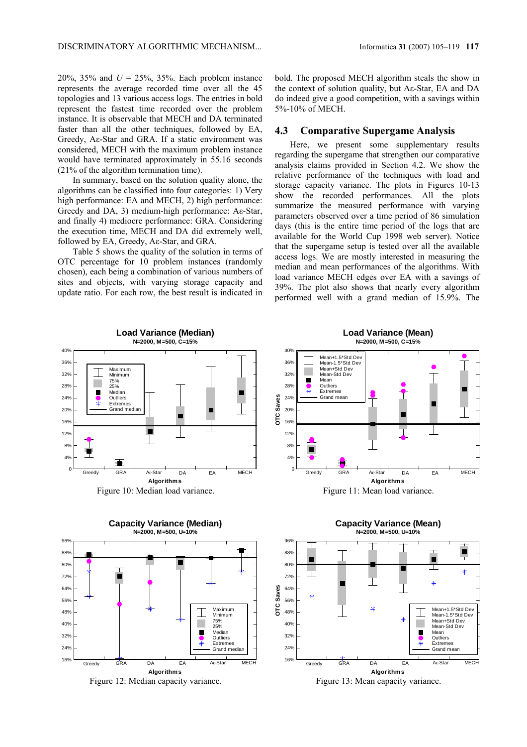20%, 35% and $U$ = 25%, 35%. Each problem instance represents the average recorded time over all the 45 topologies and 13 various access logs. The entries in bold represent the fastest time recorded over the problem instance. It is observable that MECH and DA terminated faster than all the other techniques, followed by EA, Greedy, Aε-Star and GRA. If a static environment was considered, MECH with the maximum problem instance would have terminated approximately in 55.16 seconds (21% of the algorithm termination time).

In summary, based on the solution quality alone, the algorithms can be classified into four categories: 1) Very high performance: EA and MECH, 2) high performance: Greedy and DA, 3) medium-high performance: Aε-Star, and finally 4) mediocre performance: GRA. Considering the execution time, MECH and DA did extremely well, followed by EA, Greedy, Aε-Star, and GRA.

Table 5 shows the quality of the solution in terms of OTC percentage for 10 problem instances (randomly chosen), each being a combination of various numbers of sites and objects, with varying storage capacity and update ratio. For each row, the best result is indicated in bold. The proposed MECH algorithm steals the show in the context of solution quality, but Aε-Star, EA and DA do indeed give a good competition, with a savings within 5%-10% of MECH.

## 4.3 Comparative Supergame Analysis

Here, we present some supplementary results regarding the supergame that strengthen our comparative analysis claims provided in Section 4.2. We show the relative performance of the techniques with load and storage capacity variance. The plots in Figures 10-13 show the recorded performances. All the plots summarize the measured performance with varying parameters observed over a time period of 86 simulation days (this is the entire time period of the logs that are available for the World Cup 1998 web server). Notice that the supergame setup is tested over all the available access logs. We are mostly interested in measuring the median and mean performances of the algorithms. With load variance MECH edges over EA with a savings of 39%. The plot also shows that nearly every algorithm performed well with a grand median of 15.9%. The

Figure 10: Median load variance.

Figure 11: Mean load variance.

Figure 12: Median capacity variance.

Figure 13: Mean capacity variance.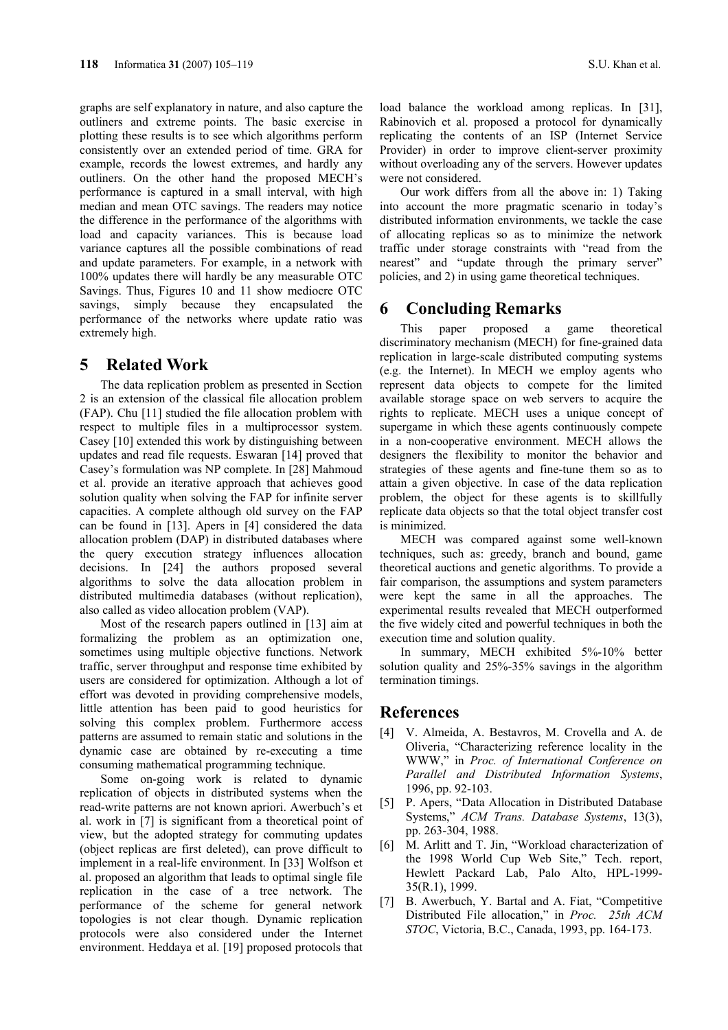graphs are self explanatory in nature, and also capture the outliners and extreme points. The basic exercise in plotting these results is to see which algorithms perform consistently over an extended period of time. GRA for example, records the lowest extremes, and hardly any outliners. On the other hand the proposed MECH's performance is captured in a small interval, with high median and mean OTC savings. The readers may notice the difference in the performance of the algorithms with load and capacity variances. This is because load variance captures all the possible combinations of read and update parameters. For example, in a network with 100% updates there will hardly be any measurable OTC Savings. Thus, Figures 10 and 11 show mediocre OTC savings, simply because they encapsulated the performance of the networks where update ratio was extremely high.

## 5 Related Work

The data replication problem as presented in Section 2 is an extension of the classical file allocation problem (FAP). Chu [11] studied the file allocation problem with respect to multiple files in a multiprocessor system. Casey [10] extended this work by distinguishing between updates and read file requests. Eswaran [14] proved that Casey's formulation was NP complete. In [28] Mahmoud et al. provide an iterative approach that achieves good solution quality when solving the FAP for infinite server capacities. A complete although old survey on the FAP can be found in [13]. Apers in [4] considered the data allocation problem (DAP) in distributed databases where the query execution strategy influences allocation decisions. In [24] the authors proposed several algorithms to solve the data allocation problem in distributed multimedia databases (without replication), also called as video allocation problem (VAP).

Most of the research papers outlined in [13] aim at formalizing the problem as an optimization one, sometimes using multiple objective functions. Network traffic, server throughput and response time exhibited by users are considered for optimization. Although a lot of effort was devoted in providing comprehensive models, little attention has been paid to good heuristics for solving this complex problem. Furthermore access patterns are assumed to remain static and solutions in the dynamic case are obtained by re-executing a time consuming mathematical programming technique.

Some on-going work is related to dynamic replication of objects in distributed systems when the read-write patterns are not known apriori. Awerbuch's et al. work in [7] is significant from a theoretical point of view, but the adopted strategy for commuting updates (object replicas are first deleted), can prove difficult to implement in a real-life environment. In [33] Wolfson et al. proposed an algorithm that leads to optimal single file replication in the case of a tree network. The performance of the scheme for general network topologies is not clear though. Dynamic replication protocols were also considered under the Internet environment. Heddaya et al. [19] proposed protocols that load balance the workload among replicas. In [31], Rabinovich et al. proposed a protocol for dynamically replicating the contents of an ISP (Internet Service Provider) in order to improve client-server proximity without overloading any of the servers. However updates were not considered.

Our work differs from all the above in: 1) Taking into account the more pragmatic scenario in today's distributed information environments, we tackle the case of allocating replicas so as to minimize the network traffic under storage constraints with "read from the nearest" and "update through the primary server" policies, and 2) in using game theoretical techniques.

## 6 Concluding Remarks

This paper proposed a game theoretical discriminatory mechanism (MECH) for fine-grained data replication in large-scale distributed computing systems (e.g. the Internet). In MECH we employ agents who represent data objects to compete for the limited available storage space on web servers to acquire the rights to replicate. MECH uses a unique concept of supergame in which these agents continuously compete in a non-cooperative environment. MECH allows the designers the flexibility to monitor the behavior and strategies of these agents and fine-tune them so as to attain a given objective. In case of the data replication problem, the object for these agents is to skillfully replicate data objects so that the total object transfer cost is minimized.

MECH was compared against some well-known techniques, such as: greedy, branch and bound, game theoretical auctions and genetic algorithms. To provide a fair comparison, the assumptions and system parameters were kept the same in all the approaches. The experimental results revealed that MECH outperformed the five widely cited and powerful techniques in both the execution time and solution quality.

In summary, MECH exhibited 5%-10% better solution quality and 25%-35% savings in the algorithm termination timings.

## References

[4] V. Almeida, A. Bestavros, M. Crovella and A. de Oliveria, "Characterizing reference locality in the WWW," in *Proc. of International Conference on Parallel and Distributed Information Systems*, 1996, pp. 92-103.

[5] P. Apers, "Data Allocation in Distributed Database Systems," *ACM Trans. Database Systems*, 13(3), pp. 263-304, 1988.

[6] M. Arlitt and T. Jin, "Workload characterization of the 1998 World Cup Web Site," Tech. report, Hewlett Packard Lab, Palo Alto, HPL-1999-35(R.1), 1999.

[7] B. Awerbuch, Y. Bartal and A. Fiat, "Competitive Distributed File allocation," in *Proc. 25th ACM STOC*, Victoria, B.C., Canada, 1993, pp. 164-173.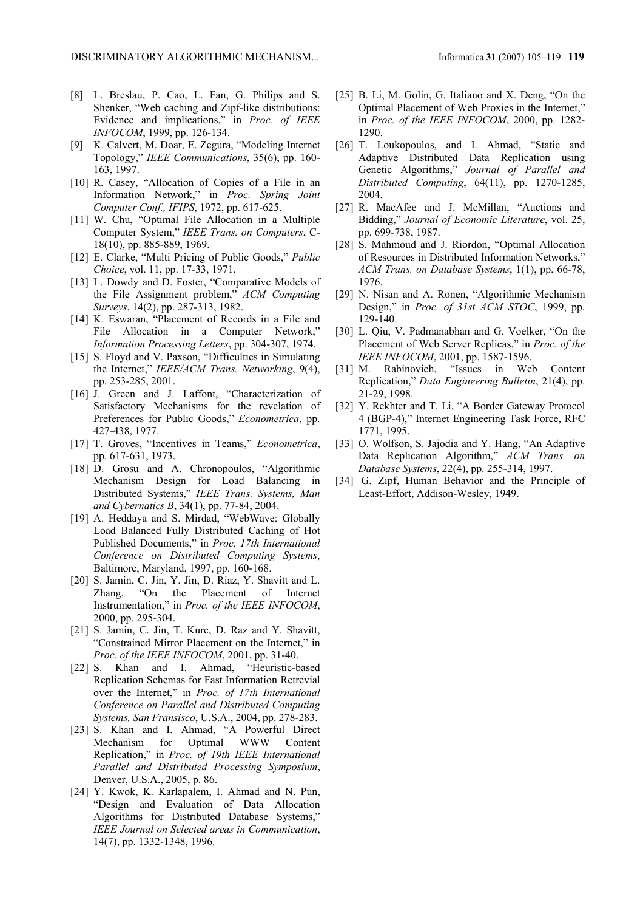[8] L. Breslau, P. Cao, L. Fan, G. Philips and S. Shenker, "Web caching and Zipf-like distributions: Evidence and implications," in *Proc. of IEEE INFOCOM*, 1999, pp. 126-134.

[9] K. Calvert, M. Doar, E. Zegura, "Modeling Internet Topology," *IEEE Communications*, 35(6), pp. 160-163, 1997.

[10] R. Casey, "Allocation of Copies of a File in an Information Network," in *Proc. Spring Joint Computer Conf., IFIPS*, 1972, pp. 617-625.

[11] W. Chu, "Optimal File Allocation in a Multiple Computer System," *IEEE Trans. on Computers*, C-18(10), pp. 885-889, 1969.

[12] E. Clarke, "Multi Pricing of Public Goods," *Public Choice*, vol. 11, pp. 17-33, 1971.

[13] L. Dowdy and D. Foster, "Comparative Models of the File Assignment problem," *ACM Computing Surveys*, 14(2), pp. 287-313, 1982.

[14] K. Eswaran, "Placement of Records in a File and File Allocation in a Computer Network," *Information Processing Letters*, pp. 304-307, 1974.

[15] S. Floyd and V. Paxson, "Difficulties in Simulating the Internet," *IEEE/ACM Trans. Networking*, 9(4), pp. 253-285, 2001.

[16] J. Green and J. Laffont, "Characterization of Satisfactory Mechanisms for the revelation of Preferences for Public Goods," *Econometrica*, pp. 427-438, 1977.

[17] T. Groves, "Incentives in Teams," *Econometrica*, pp. 617-631, 1973.

[18] D. Grosu and A. Chronopoulos, "Algorithmic Mechanism Design for Load Balancing in Distributed Systems," *IEEE Trans. Systems, Man and Cybernatics B*, 34(1), pp. 77-84, 2004.

[19] A. Heddaya and S. Mirdad, "WebWave: Globally Load Balanced Fully Distributed Caching of Hot Published Documents," in *Proc. 17th International Conference on Distributed Computing Systems*, Baltimore, Maryland, 1997, pp. 160-168.

[20] S. Jamin, C. Jin, Y. Jin, D. Riaz, Y. Shavitt and L. Zhang, "On the Placement of Internet Instrumentation," in *Proc. of the IEEE INFOCOM*, 2000, pp. 295-304.

[21] S. Jamin, C. Jin, T. Kurc, D. Raz and Y. Shavitt, "Constrained Mirror Placement on the Internet," in *Proc. of the IEEE INFOCOM*, 2001, pp. 31-40.

[22] S. Khan and I. Ahmad, "Heuristic-based Replication Schemas for Fast Information Retrevial over the Internet," in *Proc. of 17th International Conference on Parallel and Distributed Computing Systems, San Fransisco*, U.S.A., 2004, pp. 278-283.

[23] S. Khan and I. Ahmad, "A Powerful Direct Mechanism for Optimal WWW Content Replication," in *Proc. of 19th IEEE International Parallel and Distributed Processing Symposium*, Denver, U.S.A., 2005, p. 86.

[24] Y. Kwok, K. Karlapalem, I. Ahmad and N. Pun, "Design and Evaluation of Data Allocation Algorithms for Distributed Database Systems," *IEEE Journal on Selected areas in Communication*, 14(7), pp. 1332-1348, 1996.

[25] B. Li, M. Golin, G. Italiano and X. Deng, "On the Optimal Placement of Web Proxies in the Internet," in *Proc. of the IEEE INFOCOM*, 2000, pp. 1282-1290.

[26] T. Loukopoulos, and I. Ahmad, "Static and Adaptive Distributed Data Replication using Genetic Algorithms," *Journal of Parallel and Distributed Computing*, 64(11), pp. 1270-1285, 2004.

[27] R. MacAfee and J. McMillan, "Auctions and Bidding," *Journal of Economic Literature*, vol. 25, pp. 699-738, 1987.

[28] S. Mahmoud and J. Riordon, "Optimal Allocation of Resources in Distributed Information Networks," *ACM Trans. on Database Systems*, 1(1), pp. 66-78, 1976.

[29] N. Nisan and A. Ronen, "Algorithmic Mechanism Design," in *Proc. of 31st ACM STOC*, 1999, pp. 129-140.

[30] L. Qiu, V. Padmanabhan and G. Voelker, "On the Placement of Web Server Replicas," in *Proc. of the IEEE INFOCOM*, 2001, pp. 1587-1596.

[31] M. Rabinovich, "Issues in Web Content Replication," *Data Engineering Bulletin*, 21(4), pp. 21-29, 1998.

[32] Y. Rekhter and T. Li, "A Border Gateway Protocol 4 (BGP-4)," Internet Engineering Task Force, RFC 1771, 1995.

[33] O. Wolfson, S. Jajodia and Y. Hang, "An Adaptive Data Replication Algorithm," *ACM Trans. on Database Systems*, 22(4), pp. 255-314, 1997.

[34] G. Zipf, Human Behavior and the Principle of Least-Effort, Addison-Wesley, 1949.